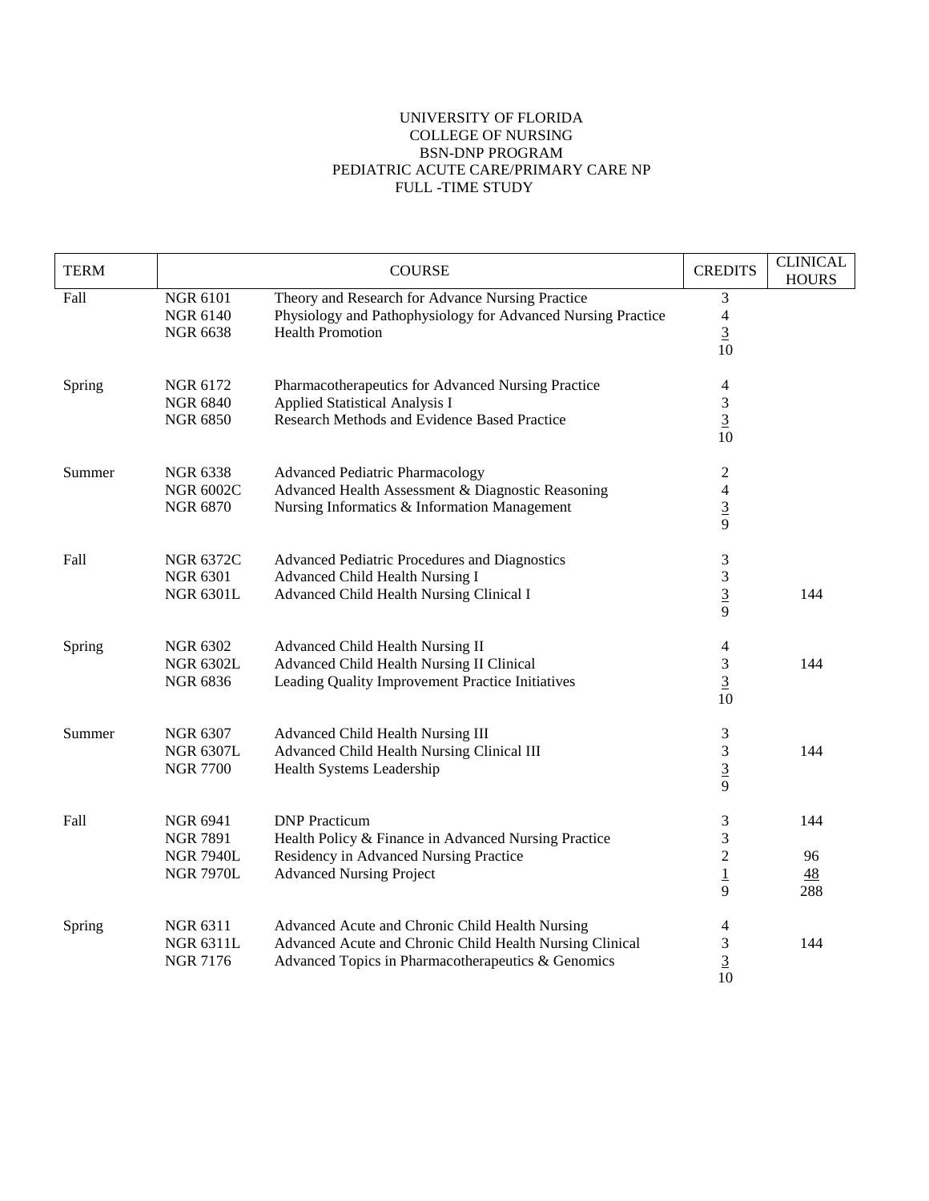UNIVERSITY OF FLORIDA
COLLEGE OF NURSING
BSN-DNP PROGRAM
PEDIATRIC ACUTE CARE/PRIMARY CARE NP
FULL -TIME STUDY

| TERM | COURSE | | CREDITS | CLINICAL HOURS |
|---|---|---|---|---|
| Fall | NGR 6101 | Theory and Research for Advance Nursing Practice | 3 | |
| | NGR 6140 | Physiology and Pathophysiology for Advanced Nursing Practice | 4 | |
| | NGR 6638 | Health Promotion | 3 | |
| | | | 10 | |
| Spring | NGR 6172 | Pharmacotherapeutics for Advanced Nursing Practice | 4 | |
| | NGR 6840 | Applied Statistical Analysis I | 3 | |
| | NGR 6850 | Research Methods and Evidence Based Practice | 3 | |
| | | | 10 | |
| Summer | NGR 6338 | Advanced Pediatric Pharmacology | 2 | |
| | NGR 6002C | Advanced Health Assessment & Diagnostic Reasoning | 4 | |
| | NGR 6870 | Nursing Informatics & Information Management | 3 | |
| | | | 9 | |
| Fall | NGR 6372C | Advanced Pediatric Procedures and Diagnostics | 3 | |
| | NGR 6301 | Advanced Child Health Nursing I | 3 | |
| | NGR 6301L | Advanced Child Health Nursing Clinical I | 3 | 144 |
| | | | 9 | |
| Spring | NGR 6302 | Advanced Child Health Nursing II | 4 | |
| | NGR 6302L | Advanced Child Health Nursing II Clinical | 3 | 144 |
| | NGR 6836 | Leading Quality Improvement Practice Initiatives | 3 | |
| | | | 10 | |
| Summer | NGR 6307 | Advanced Child Health Nursing III | 3 | |
| | NGR 6307L | Advanced Child Health Nursing Clinical III | 3 | 144 |
| | NGR 7700 | Health Systems Leadership | 3 | |
| | | | 9 | |
| Fall | NGR 6941 | DNP Practicum | 3 | 144 |
| | NGR 7891 | Health Policy & Finance in Advanced Nursing Practice | 3 | |
| | NGR 7940L | Residency in Advanced Nursing Practice | 2 | 96 |
| | NGR 7970L | Advanced Nursing Project | 1 | 48 |
| | | | 9 | 288 |
| Spring | NGR 6311 | Advanced Acute and Chronic Child Health Nursing | 4 | |
| | NGR 6311L | Advanced Acute and Chronic Child Health Nursing Clinical | 3 | 144 |
| | NGR 7176 | Advanced Topics in Pharmacotherapeutics & Genomics | 3 | |
| | | | 10 | |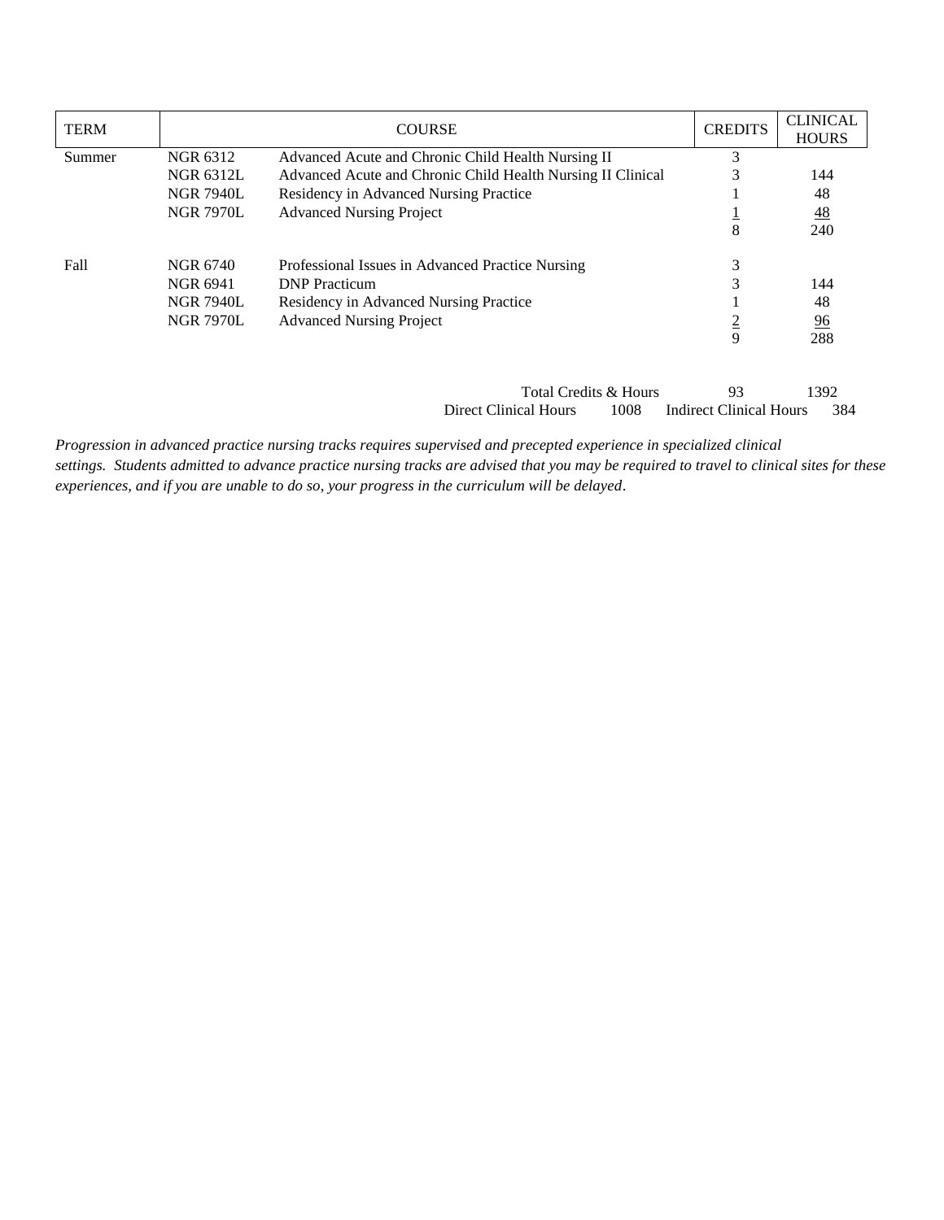| TERM | COURSE | | CREDITS | CLINICAL HOURS |
|---|---|---|---|---|
| Summer | NGR 6312 | Advanced Acute and Chronic Child Health Nursing II | 3 | |
| | NGR 6312L | Advanced Acute and Chronic Child Health Nursing II Clinical | 3 | 144 |
| | NGR 7940L | Residency in Advanced Nursing Practice | 1 | 48 |
| | NGR 7970L | Advanced Nursing Project | 1 | 48 |
| | | | 8 | 240 |
| Fall | NGR 6740 | Professional Issues in Advanced Practice Nursing | 3 | |
| | NGR 6941 | DNP Practicum | 3 | 144 |
| | NGR 7940L | Residency in Advanced Nursing Practice | 1 | 48 |
| | NGR 7970L | Advanced Nursing Project | 2 | 96 |
| | | | 9 | 288 |
| | | Total Credits & Hours | 93 | 1392 |

Direct Clinical Hours 1008 Indirect Clinical Hours 384

*Progression in advanced practice nursing tracks requires supervised and precepted experience in specialized clinical settings. Students admitted to advance practice nursing tracks are advised that you may be required to travel to clinical sites for these experiences, and if you are unable to do so, your progress in the curriculum will be delayed*.